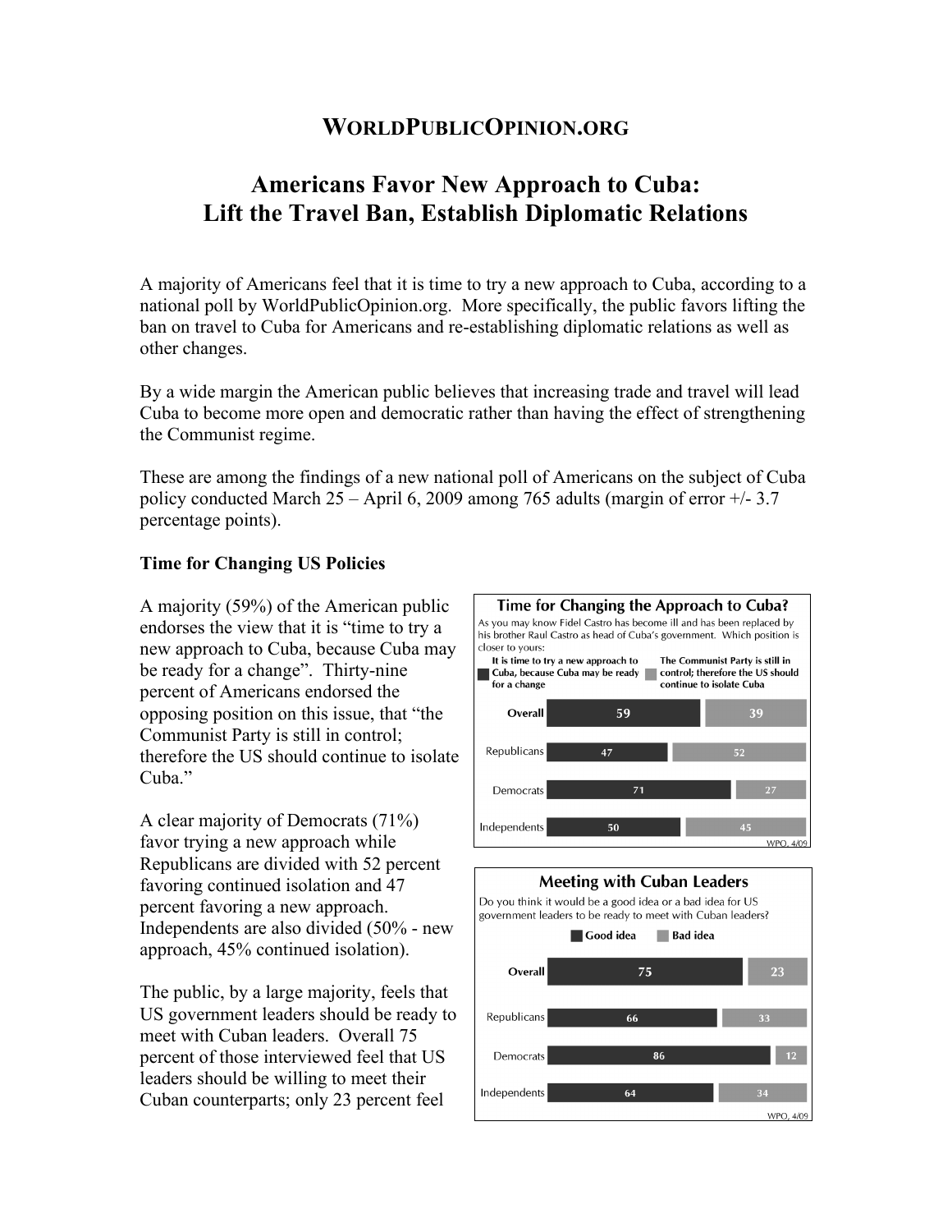# WorldPublicOpinion.org

## Americans Favor New Approach to Cuba: Lift the Travel Ban, Establish Diplomatic Relations

A majority of Americans feel that it is time to try a new approach to Cuba, according to a national poll by WorldPublicOpinion.org. More specifically, the public favors lifting the ban on travel to Cuba for Americans and re-establishing diplomatic relations as well as other changes.

By a wide margin the American public believes that increasing trade and travel will lead Cuba to become more open and democratic rather than having the effect of strengthening the Communist regime.

These are among the findings of a new national poll of Americans on the subject of Cuba policy conducted March 25 – April 6, 2009 among 765 adults (margin of error +/- 3.7 percentage points).

### Time for Changing US Policies

A majority (59%) of the American public endorses the view that it is "time to try a new approach to Cuba, because Cuba may be ready for a change". Thirty-nine percent of Americans endorsed the opposing position on this issue, that "the Communist Party is still in control; therefore the US should continue to isolate Cuba."

**Time for Changing the Approach to Cuba?**

As you may know Fidel Castro has become ill and has been replaced by his brother Raul Castro as head of Cuba's government. Which position is closer to yours:

| | It is time to try a new approach to Cuba, because Cuba may be ready for a change | The Communist Party is still in control; therefore the US should continue to isolate Cuba |
|---|---|---|
| Overall | 59 | 39 |
| Republicans | 47 | 52 |
| Democrats | 71 | 27 |
| Independents | 50 | 45 |

WPO, 4/09

A clear majority of Democrats (71%) favor trying a new approach while Republicans are divided with 52 percent favoring continued isolation and 47 percent favoring a new approach. Independents are also divided (50% - new approach, 45% continued isolation).

The public, by a large majority, feels that US government leaders should be ready to meet with Cuban leaders. Overall 75 percent of those interviewed feel that US leaders should be willing to meet their Cuban counterparts; only 23 percent feel

**Meeting with Cuban Leaders**

Do you think it would be a good idea or a bad idea for US government leaders to be ready to meet with Cuban leaders?

| | Good idea | Bad idea |
|---|---|---|
| Overall | 75 | 23 |
| Republicans | 66 | 33 |
| Democrats | 86 | 12 |
| Independents | 64 | 34 |

WPO, 4/09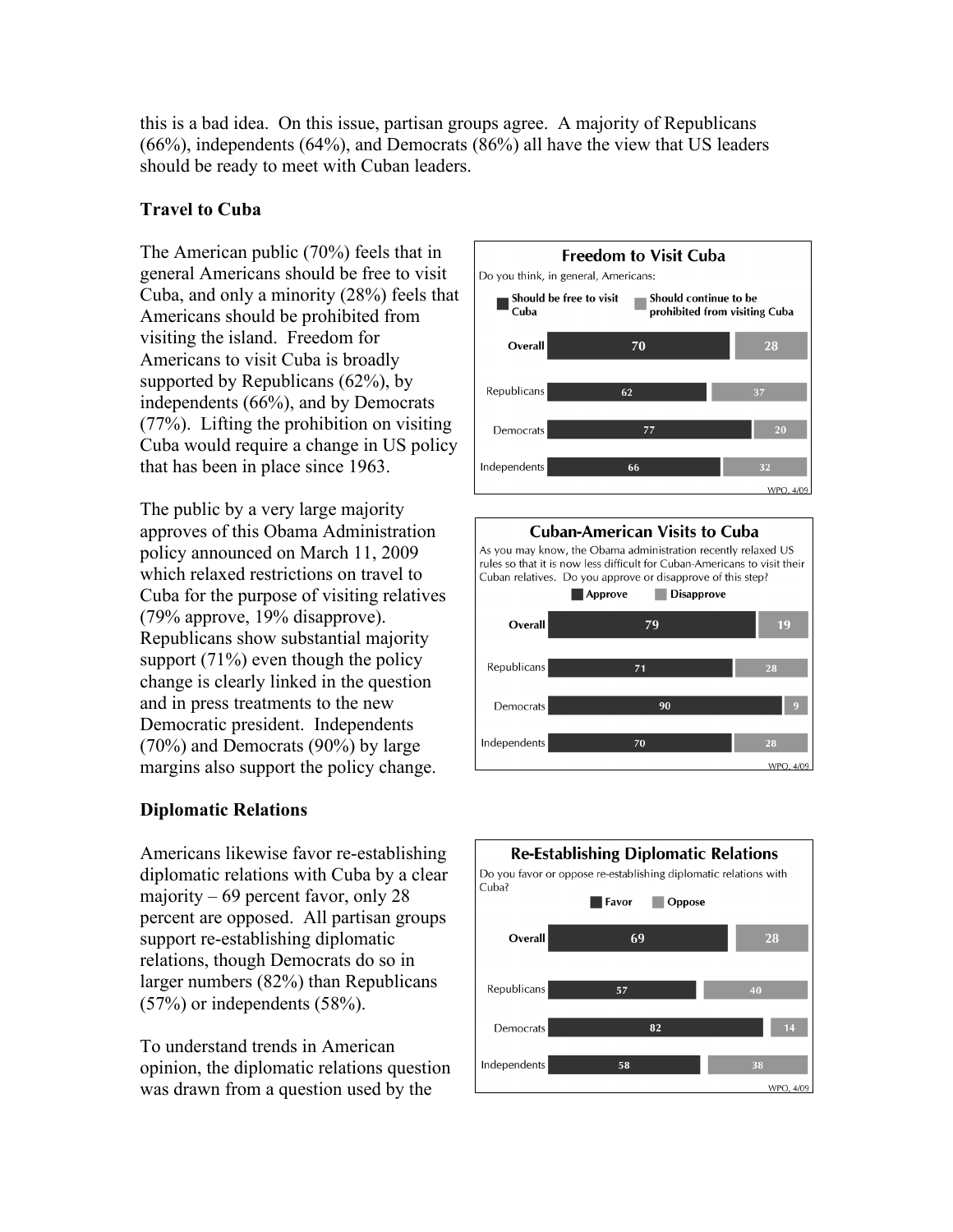this is a bad idea. On this issue, partisan groups agree. A majority of Republicans (66%), independents (64%), and Democrats (86%) all have the view that US leaders should be ready to meet with Cuban leaders.

**Travel to Cuba**

The American public (70%) feels that in general Americans should be free to visit Cuba, and only a minority (28%) feels that Americans should be prohibited from visiting the island. Freedom for Americans to visit Cuba is broadly supported by Republicans (62%), by independents (66%), and by Democrats (77%). Lifting the prohibition on visiting Cuba would require a change in US policy that has been in place since 1963.

**Freedom to Visit Cuba**

Do you think, in general, Americans:

| | Should be free to visit Cuba | Should continue to be prohibited from visiting Cuba |
|---|---|---|
| Overall | 70 | 28 |
| Republicans | 62 | 37 |
| Democrats | 77 | 20 |
| Independents | 66 | 32 |

WPO, 4/09

The public by a very large majority approves of this Obama Administration policy announced on March 11, 2009 which relaxed restrictions on travel to Cuba for the purpose of visiting relatives (79% approve, 19% disapprove). Republicans show substantial majority support (71%) even though the policy change is clearly linked in the question and in press treatments to the new Democratic president. Independents (70%) and Democrats (90%) by large margins also support the policy change.

**Cuban-American Visits to Cuba**

As you may know, the Obama administration recently relaxed US rules so that it is now less difficult for Cuban-Americans to visit their Cuban relatives. Do you approve or disapprove of this step?

| | Approve | Disapprove |
|---|---|---|
| Overall | 79 | 19 |
| Republicans | 71 | 28 |
| Democrats | 90 | 9 |
| Independents | 70 | 28 |

WPO, 4/09

**Diplomatic Relations**

Americans likewise favor re-establishing diplomatic relations with Cuba by a clear majority – 69 percent favor, only 28 percent are opposed. All partisan groups support re-establishing diplomatic relations, though Democrats do so in larger numbers (82%) than Republicans (57%) or independents (58%).

**Re-Establishing Diplomatic Relations**

Do you favor or oppose re-establishing diplomatic relations with Cuba?

| | Favor | Oppose |
|---|---|---|
| Overall | 69 | 28 |
| Republicans | 57 | 40 |
| Democrats | 82 | 14 |
| Independents | 58 | 38 |

WPO, 4/09

To understand trends in American opinion, the diplomatic relations question was drawn from a question used by the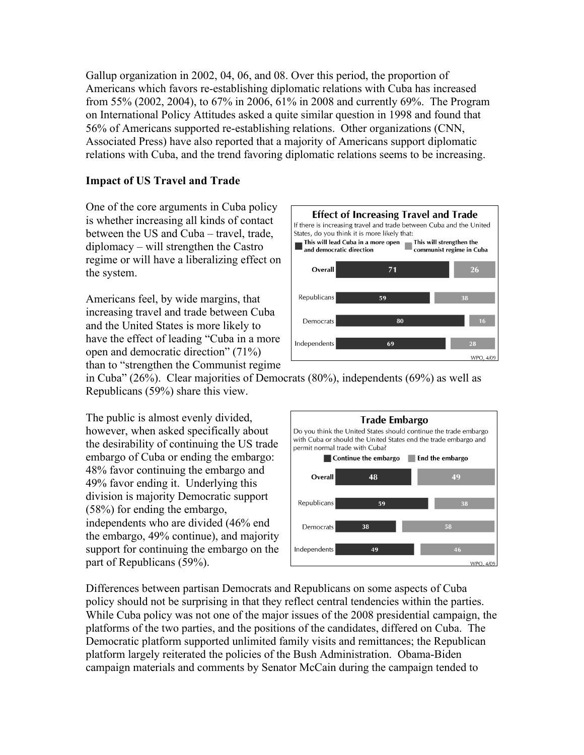Gallup organization in 2002, 04, 06, and 08. Over this period, the proportion of Americans which favors re-establishing diplomatic relations with Cuba has increased from 55% (2002, 2004), to 67% in 2006, 61% in 2008 and currently 69%. The Program on International Policy Attitudes asked a quite similar question in 1998 and found that 56% of Americans supported re-establishing relations. Other organizations (CNN, Associated Press) have also reported that a majority of Americans support diplomatic relations with Cuba, and the trend favoring diplomatic relations seems to be increasing.

**Impact of US Travel and Trade**

One of the core arguments in Cuba policy is whether increasing all kinds of contact between the US and Cuba – travel, trade, diplomacy – will strengthen the Castro regime or will have a liberalizing effect on the system.

**Effect of Increasing Travel and Trade**

If there is increasing travel and trade between Cuba and the United States, do you think it is more likely that:

| | This will lead Cuba in a more open and democratic direction | This will strengthen the communist regime in Cuba |
|---|---|---|
| **Overall** | 71 | 26 |
| Republicans | 59 | 38 |
| Democrats | 80 | 16 |
| Independents | 69 | 28 |

WPO, 4/09

Americans feel, by wide margins, that increasing travel and trade between Cuba and the United States is more likely to have the effect of leading "Cuba in a more open and democratic direction" (71%) than to "strengthen the Communist regime in Cuba" (26%). Clear majorities of Democrats (80%), independents (69%) as well as Republicans (59%) share this view.

The public is almost evenly divided, however, when asked specifically about the desirability of continuing the US trade embargo of Cuba or ending the embargo: 48% favor continuing the embargo and 49% favor ending it. Underlying this division is majority Democratic support (58%) for ending the embargo, independents who are divided (46% end the embargo, 49% continue), and majority support for continuing the embargo on the part of Republicans (59%).

**Trade Embargo**

Do you think the United States should continue the trade embargo with Cuba or should the United States end the trade embargo and permit normal trade with Cuba?

| | Continue the embargo | End the embargo |
|---|---|---|
| **Overall** | 48 | 49 |
| Republicans | 59 | 38 |
| Democrats | 38 | 58 |
| Independents | 49 | 46 |

WPO, 4/09

Differences between partisan Democrats and Republicans on some aspects of Cuba policy should not be surprising in that they reflect central tendencies within the parties. While Cuba policy was not one of the major issues of the 2008 presidential campaign, the platforms of the two parties, and the positions of the candidates, differed on Cuba. The Democratic platform supported unlimited family visits and remittances; the Republican platform largely reiterated the policies of the Bush Administration. Obama-Biden campaign materials and comments by Senator McCain during the campaign tended to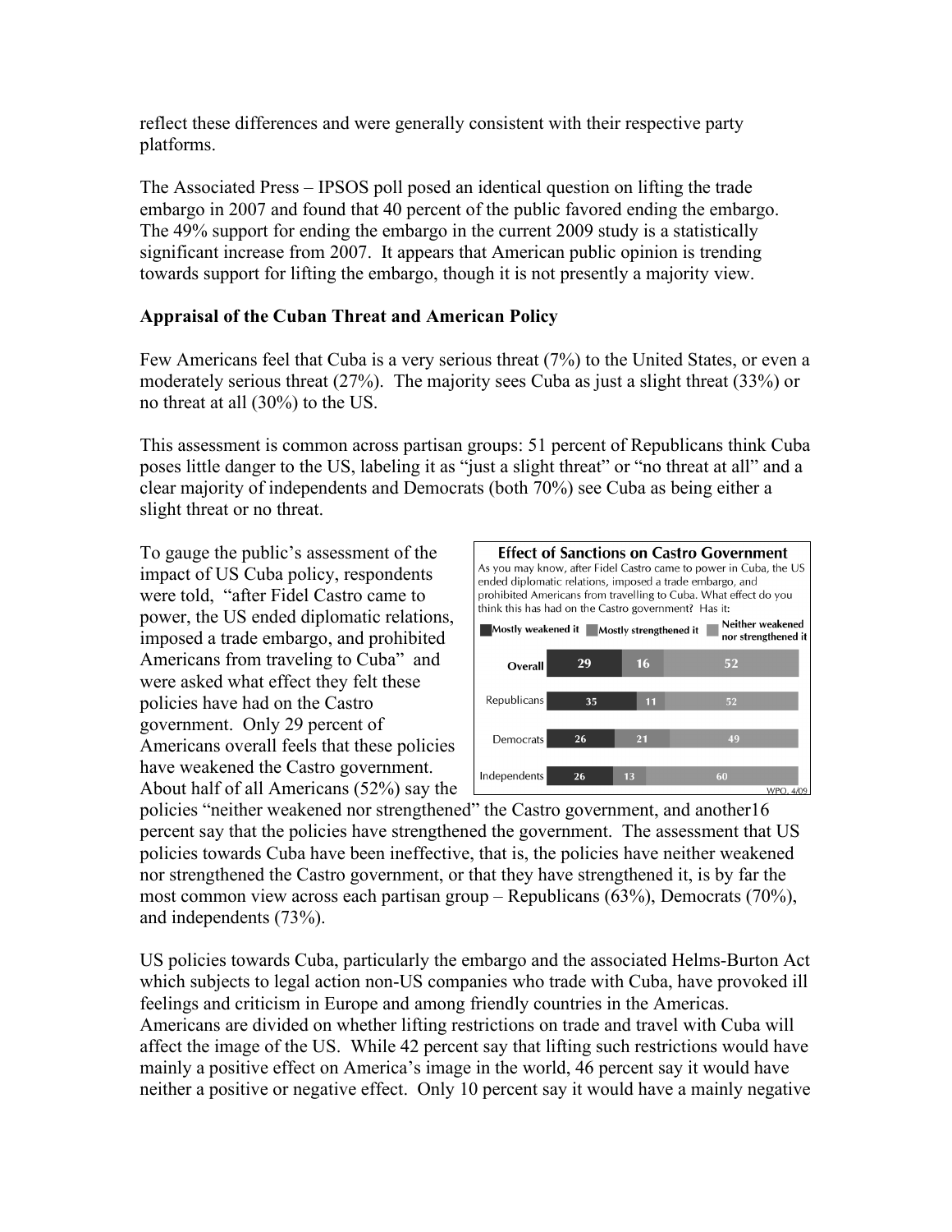reflect these differences and were generally consistent with their respective party platforms.

The Associated Press – IPSOS poll posed an identical question on lifting the trade embargo in 2007 and found that 40 percent of the public favored ending the embargo. The 49% support for ending the embargo in the current 2009 study is a statistically significant increase from 2007. It appears that American public opinion is trending towards support for lifting the embargo, though it is not presently a majority view.

**Appraisal of the Cuban Threat and American Policy**

Few Americans feel that Cuba is a very serious threat (7%) to the United States, or even a moderately serious threat (27%). The majority sees Cuba as just a slight threat (33%) or no threat at all (30%) to the US.

This assessment is common across partisan groups: 51 percent of Republicans think Cuba poses little danger to the US, labeling it as "just a slight threat" or "no threat at all" and a clear majority of independents and Democrats (both 70%) see Cuba as being either a slight threat or no threat.

**Effect of Sanctions on Castro Government**

As you may know, after Fidel Castro came to power in Cuba, the US ended diplomatic relations, imposed a trade embargo, and prohibited Americans from travelling to Cuba. What effect do you think this has had on the Castro government? Has it:

| | Mostly weakened it | Mostly strengthened it | Neither weakened nor strengthened it |
|---|---|---|---|
| Overall | 29 | 16 | 52 |
| Republicans | 35 | 11 | 52 |
| Democrats | 26 | 21 | 49 |
| Independents | 26 | 13 | 60 |

WPO, 4/09

To gauge the public's assessment of the impact of US Cuba policy, respondents were told, "after Fidel Castro came to power, the US ended diplomatic relations, imposed a trade embargo, and prohibited Americans from traveling to Cuba" and were asked what effect they felt these policies have had on the Castro government. Only 29 percent of Americans overall feels that these policies have weakened the Castro government. About half of all Americans (52%) say the policies "neither weakened nor strengthened" the Castro government, and another16 percent say that the policies have strengthened the government. The assessment that US policies towards Cuba have been ineffective, that is, the policies have neither weakened nor strengthened the Castro government, or that they have strengthened it, is by far the most common view across each partisan group – Republicans (63%), Democrats (70%), and independents (73%).

US policies towards Cuba, particularly the embargo and the associated Helms-Burton Act which subjects to legal action non-US companies who trade with Cuba, have provoked ill feelings and criticism in Europe and among friendly countries in the Americas. Americans are divided on whether lifting restrictions on trade and travel with Cuba will affect the image of the US. While 42 percent say that lifting such restrictions would have mainly a positive effect on America's image in the world, 46 percent say it would have neither a positive or negative effect. Only 10 percent say it would have a mainly negative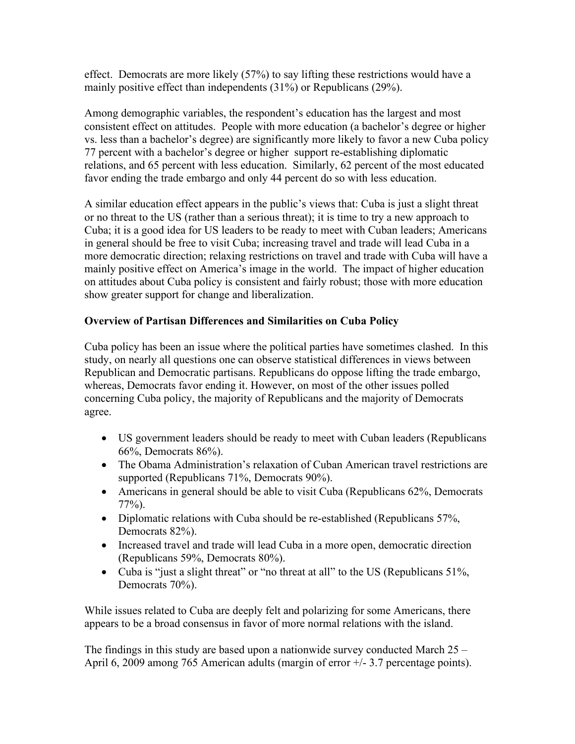effect. Democrats are more likely (57%) to say lifting these restrictions would have a mainly positive effect than independents (31%) or Republicans (29%).

Among demographic variables, the respondent's education has the largest and most consistent effect on attitudes. People with more education (a bachelor's degree or higher vs. less than a bachelor's degree) are significantly more likely to favor a new Cuba policy 77 percent with a bachelor's degree or higher support re-establishing diplomatic relations, and 65 percent with less education. Similarly, 62 percent of the most educated favor ending the trade embargo and only 44 percent do so with less education.

A similar education effect appears in the public's views that: Cuba is just a slight threat or no threat to the US (rather than a serious threat); it is time to try a new approach to Cuba; it is a good idea for US leaders to be ready to meet with Cuban leaders; Americans in general should be free to visit Cuba; increasing travel and trade will lead Cuba in a more democratic direction; relaxing restrictions on travel and trade with Cuba will have a mainly positive effect on America's image in the world. The impact of higher education on attitudes about Cuba policy is consistent and fairly robust; those with more education show greater support for change and liberalization.

## Overview of Partisan Differences and Similarities on Cuba Policy

Cuba policy has been an issue where the political parties have sometimes clashed. In this study, on nearly all questions one can observe statistical differences in views between Republican and Democratic partisans. Republicans do oppose lifting the trade embargo, whereas, Democrats favor ending it. However, on most of the other issues polled concerning Cuba policy, the majority of Republicans and the majority of Democrats agree.

- US government leaders should be ready to meet with Cuban leaders (Republicans 66%, Democrats 86%).
- The Obama Administration's relaxation of Cuban American travel restrictions are supported (Republicans 71%, Democrats 90%).
- Americans in general should be able to visit Cuba (Republicans 62%, Democrats 77%).
- Diplomatic relations with Cuba should be re-established (Republicans 57%, Democrats 82%).
- Increased travel and trade will lead Cuba in a more open, democratic direction (Republicans 59%, Democrats 80%).
- Cuba is "just a slight threat" or "no threat at all" to the US (Republicans 51%, Democrats 70%).

While issues related to Cuba are deeply felt and polarizing for some Americans, there appears to be a broad consensus in favor of more normal relations with the island.

The findings in this study are based upon a nationwide survey conducted March 25 – April 6, 2009 among 765 American adults (margin of error +/- 3.7 percentage points).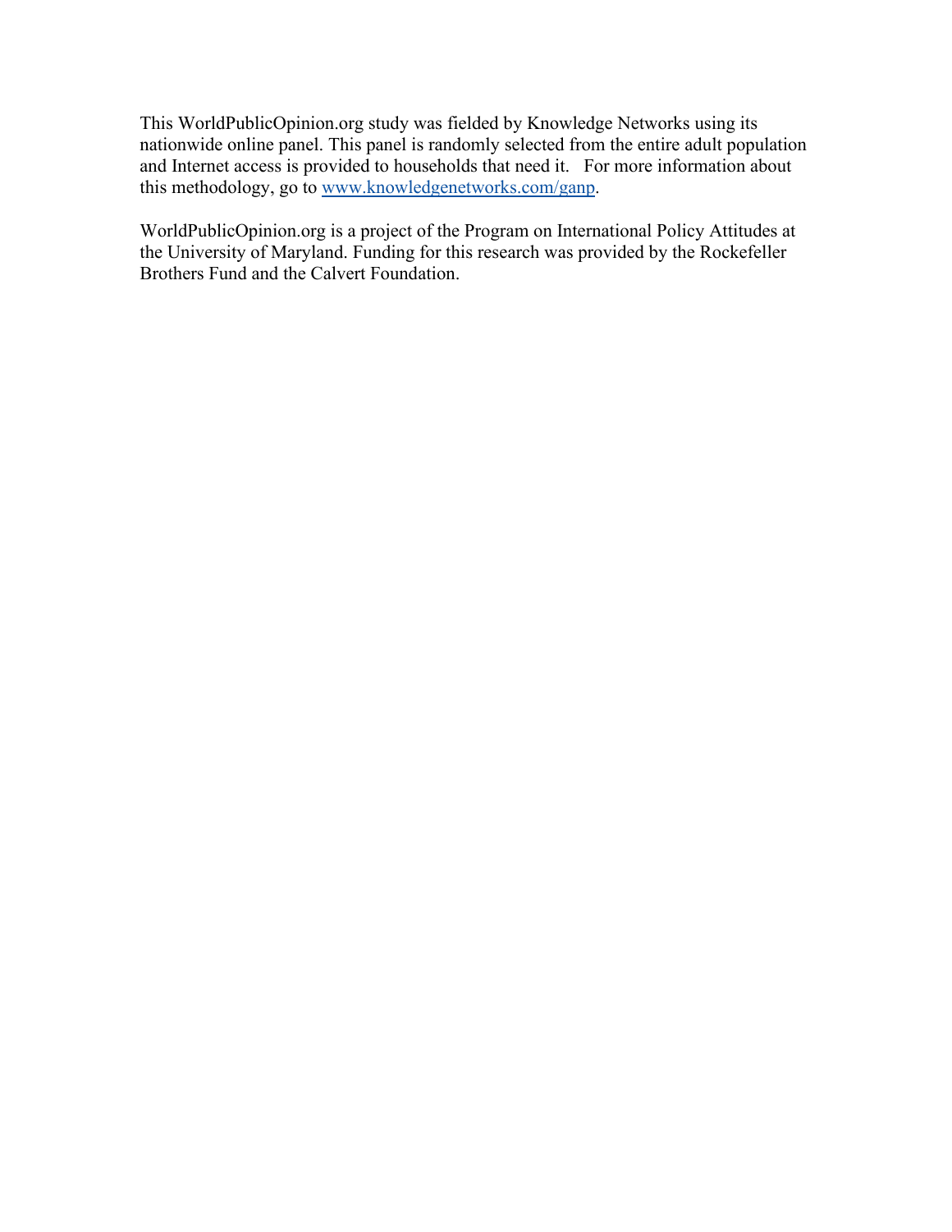This WorldPublicOpinion.org study was fielded by Knowledge Networks using its nationwide online panel. This panel is randomly selected from the entire adult population and Internet access is provided to households that need it. For more information about this methodology, go to [www.knowledgenetworks.com/ganp](http://www.knowledgenetworks.com/ganp).

WorldPublicOpinion.org is a project of the Program on International Policy Attitudes at the University of Maryland. Funding for this research was provided by the Rockefeller Brothers Fund and the Calvert Foundation.